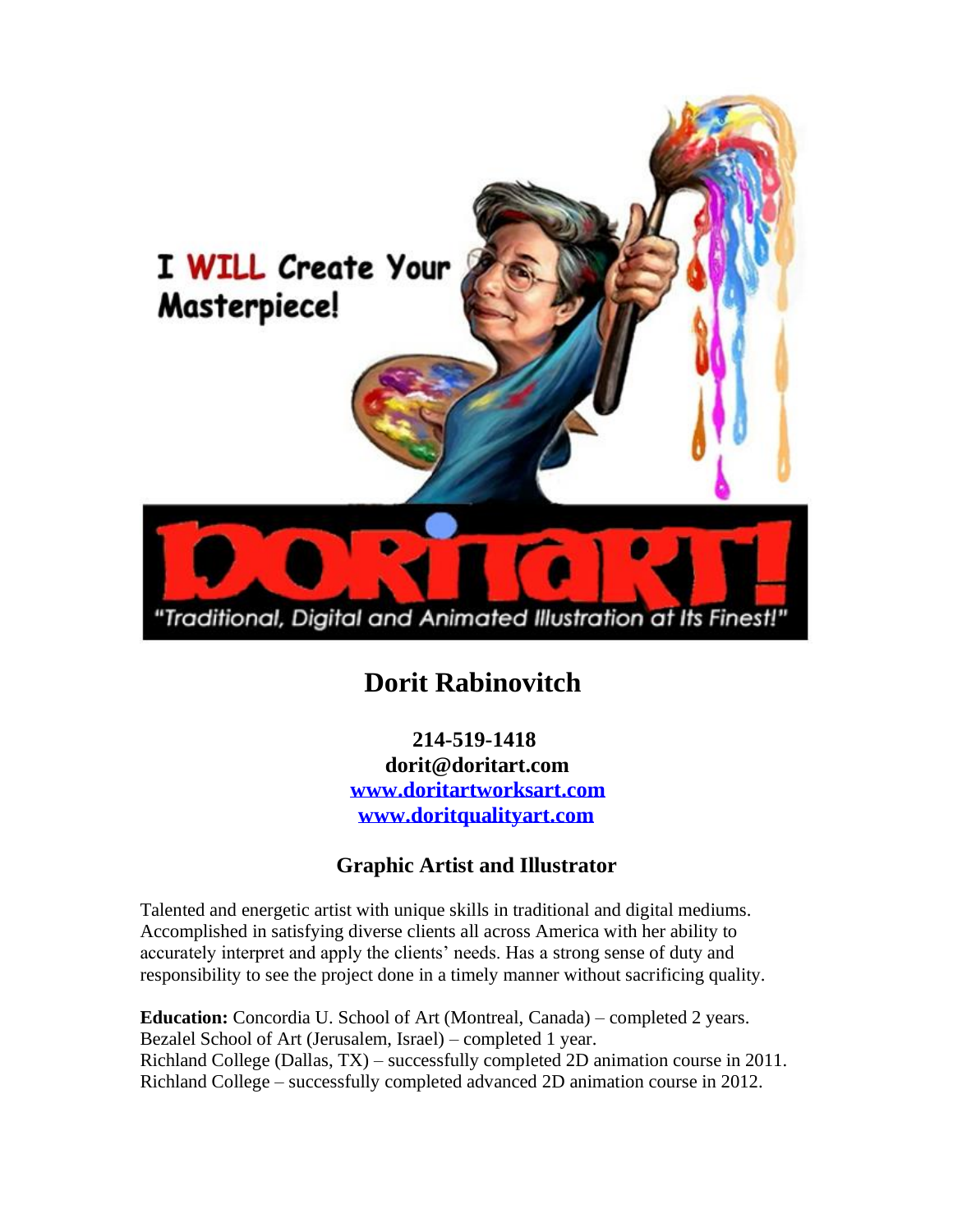# Dorit Rabinovitch

**214-519-1418**
**dorit@doritart.com**
**[www.doritartworksart.com](http://www.doritartworksart.com)**
**[www.doritqualityart.com](http://www.doritqualityart.com)**

## Graphic Artist and Illustrator

Talented and energetic artist with unique skills in traditional and digital mediums. Accomplished in satisfying diverse clients all across America with her ability to accurately interpret and apply the clients' needs. Has a strong sense of duty and responsibility to see the project done in a timely manner without sacrificing quality.

**Education:** Concordia U. School of Art (Montreal, Canada) – completed 2 years.
Bezalel School of Art (Jerusalem, Israel) – completed 1 year.
Richland College (Dallas, TX) – successfully completed 2D animation course in 2011.
Richland College – successfully completed advanced 2D animation course in 2012.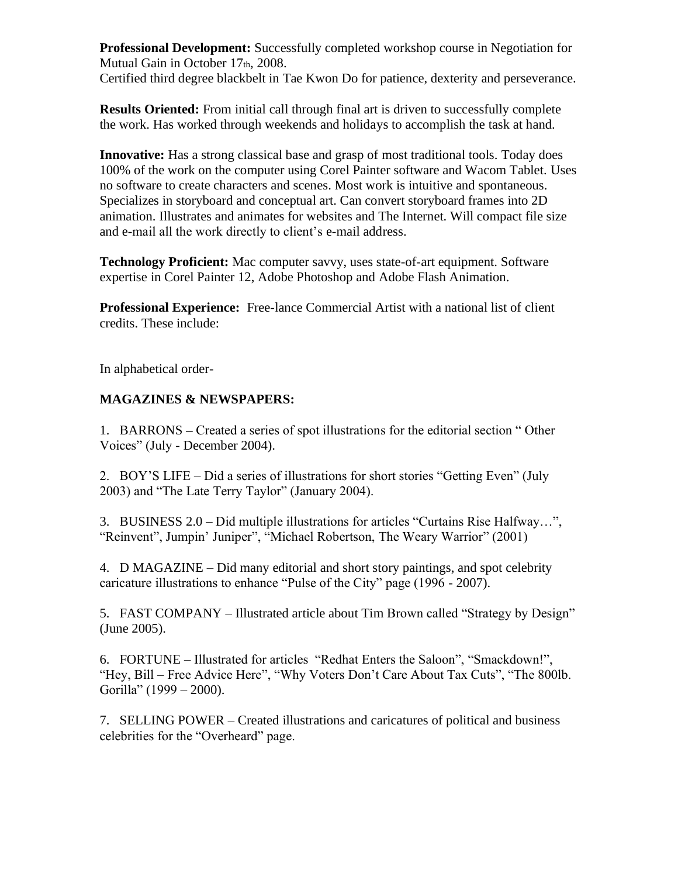**Professional Development:** Successfully completed workshop course in Negotiation for Mutual Gain in October 17th, 2008.
Certified third degree blackbelt in Tae Kwon Do for patience, dexterity and perseverance.

**Results Oriented:** From initial call through final art is driven to successfully complete the work. Has worked through weekends and holidays to accomplish the task at hand.

**Innovative:** Has a strong classical base and grasp of most traditional tools. Today does 100% of the work on the computer using Corel Painter software and Wacom Tablet. Uses no software to create characters and scenes. Most work is intuitive and spontaneous. Specializes in storyboard and conceptual art. Can convert storyboard frames into 2D animation. Illustrates and animates for websites and The Internet. Will compact file size and e-mail all the work directly to client's e-mail address.

**Technology Proficient:** Mac computer savvy, uses state-of-art equipment. Software expertise in Corel Painter 12, Adobe Photoshop and Adobe Flash Animation.

**Professional Experience:** Free-lance Commercial Artist with a national list of client credits. These include:

In alphabetical order-

**MAGAZINES & NEWSPAPERS:**

1. BARRONS – Created a series of spot illustrations for the editorial section " Other Voices" (July - December 2004).

2. BOY'S LIFE – Did a series of illustrations for short stories "Getting Even" (July 2003) and "The Late Terry Taylor" (January 2004).

3. BUSINESS 2.0 – Did multiple illustrations for articles "Curtains Rise Halfway…", "Reinvent", Jumpin' Juniper", "Michael Robertson, The Weary Warrior" (2001)

4. D MAGAZINE – Did many editorial and short story paintings, and spot celebrity caricature illustrations to enhance "Pulse of the City" page (1996 - 2007).

5. FAST COMPANY – Illustrated article about Tim Brown called "Strategy by Design" (June 2005).

6. FORTUNE – Illustrated for articles "Redhat Enters the Saloon", "Smackdown!", "Hey, Bill – Free Advice Here", "Why Voters Don't Care About Tax Cuts", "The 800lb. Gorilla" (1999 – 2000).

7. SELLING POWER – Created illustrations and caricatures of political and business celebrities for the "Overheard" page.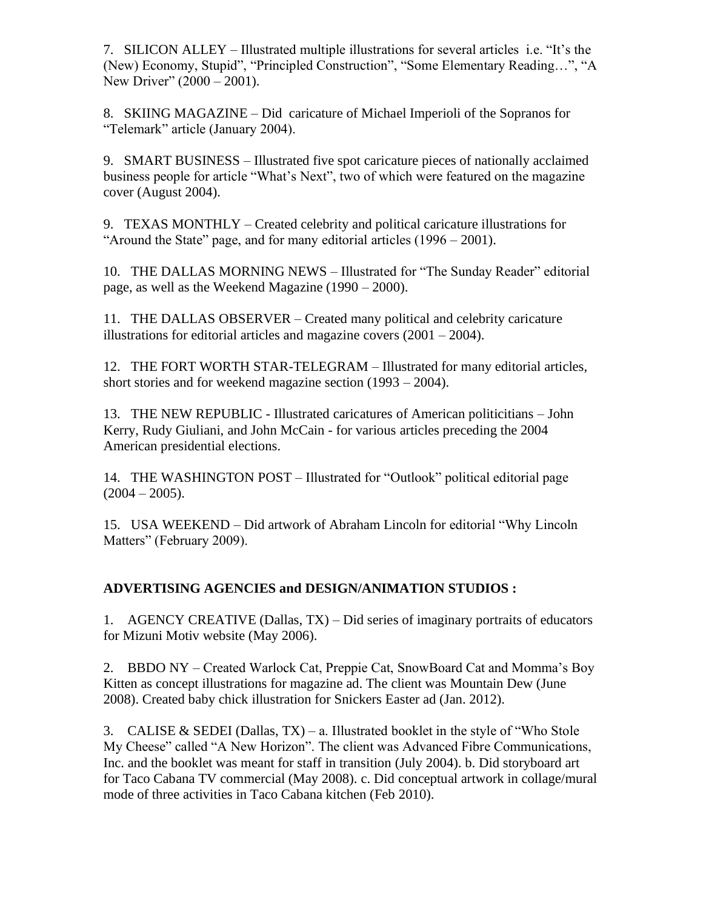7. SILICON ALLEY – Illustrated multiple illustrations for several articles i.e. "It's the (New) Economy, Stupid", "Principled Construction", "Some Elementary Reading…", "A New Driver" (2000 – 2001).

8. SKIING MAGAZINE – Did caricature of Michael Imperioli of the Sopranos for "Telemark" article (January 2004).

9. SMART BUSINESS – Illustrated five spot caricature pieces of nationally acclaimed business people for article "What's Next", two of which were featured on the magazine cover (August 2004).

9. TEXAS MONTHLY – Created celebrity and political caricature illustrations for "Around the State" page, and for many editorial articles (1996 – 2001).

10. THE DALLAS MORNING NEWS – Illustrated for "The Sunday Reader" editorial page, as well as the Weekend Magazine (1990 – 2000).

11. THE DALLAS OBSERVER – Created many political and celebrity caricature illustrations for editorial articles and magazine covers (2001 – 2004).

12. THE FORT WORTH STAR-TELEGRAM – Illustrated for many editorial articles, short stories and for weekend magazine section (1993 – 2004).

13. THE NEW REPUBLIC - Illustrated caricatures of American politicitians – John Kerry, Rudy Giuliani, and John McCain - for various articles preceding the 2004 American presidential elections.

14. THE WASHINGTON POST – Illustrated for "Outlook" political editorial page (2004 – 2005).

15. USA WEEKEND – Did artwork of Abraham Lincoln for editorial "Why Lincoln Matters" (February 2009).

**ADVERTISING AGENCIES and DESIGN/ANIMATION STUDIOS :**

1. AGENCY CREATIVE (Dallas, TX) – Did series of imaginary portraits of educators for Mizuni Motiv website (May 2006).

2. BBDO NY – Created Warlock Cat, Preppie Cat, SnowBoard Cat and Momma's Boy Kitten as concept illustrations for magazine ad. The client was Mountain Dew (June 2008). Created baby chick illustration for Snickers Easter ad (Jan. 2012).

3. CALISE & SEDEI (Dallas, TX) – a. Illustrated booklet in the style of "Who Stole My Cheese" called "A New Horizon". The client was Advanced Fibre Communications, Inc. and the booklet was meant for staff in transition (July 2004). b. Did storyboard art for Taco Cabana TV commercial (May 2008). c. Did conceptual artwork in collage/mural mode of three activities in Taco Cabana kitchen (Feb 2010).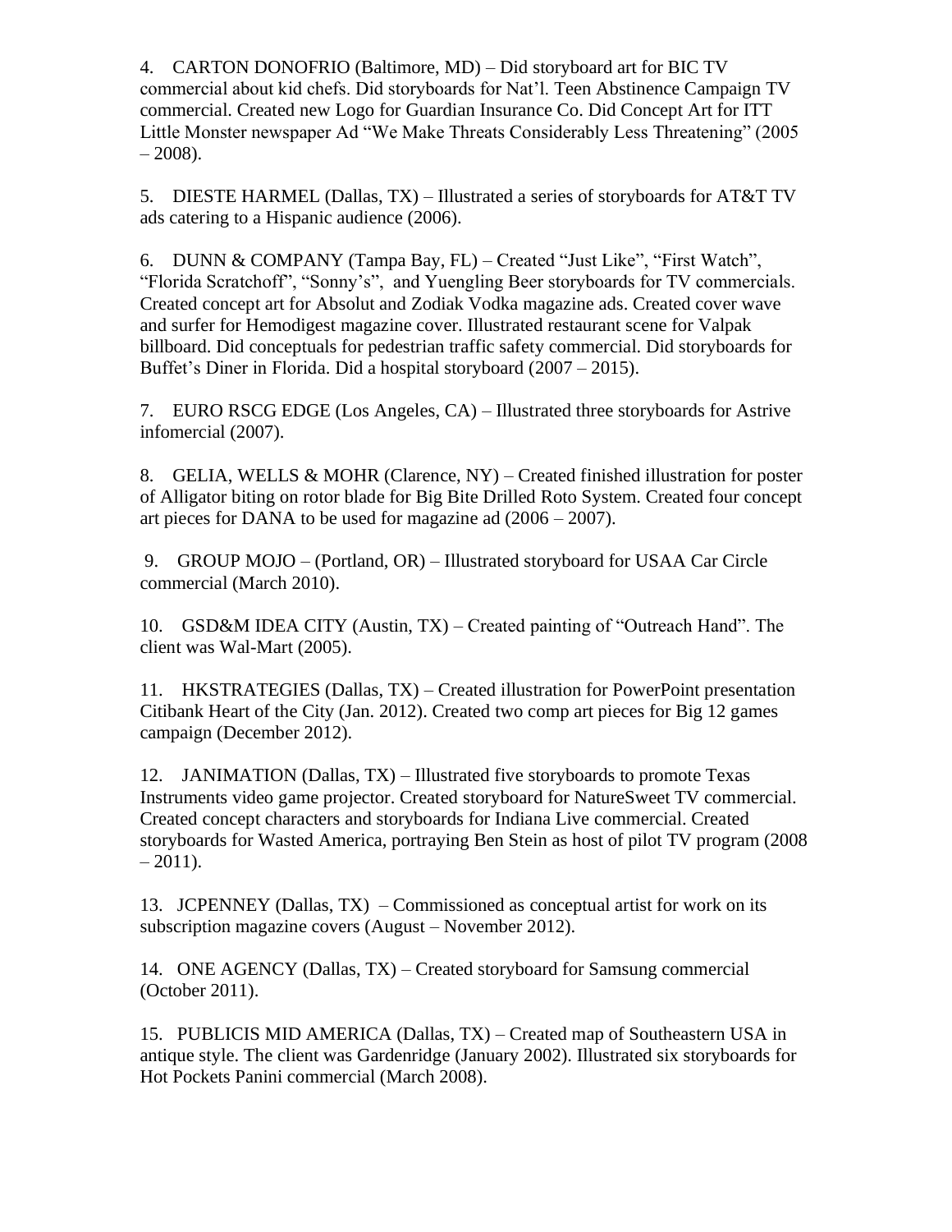4. CARTON DONOFRIO (Baltimore, MD) – Did storyboard art for BIC TV commercial about kid chefs. Did storyboards for Nat'l. Teen Abstinence Campaign TV commercial. Created new Logo for Guardian Insurance Co. Did Concept Art for ITT Little Monster newspaper Ad "We Make Threats Considerably Less Threatening" (2005 – 2008).

5. DIESTE HARMEL (Dallas, TX) – Illustrated a series of storyboards for AT&T TV ads catering to a Hispanic audience (2006).

6. DUNN & COMPANY (Tampa Bay, FL) – Created "Just Like", "First Watch", "Florida Scratchoff", "Sonny's", and Yuengling Beer storyboards for TV commercials. Created concept art for Absolut and Zodiak Vodka magazine ads. Created cover wave and surfer for Hemodigest magazine cover. Illustrated restaurant scene for Valpak billboard. Did conceptuals for pedestrian traffic safety commercial. Did storyboards for Buffet's Diner in Florida. Did a hospital storyboard (2007 – 2015).

7. EURO RSCG EDGE (Los Angeles, CA) – Illustrated three storyboards for Astrive infomercial (2007).

8. GELIA, WELLS & MOHR (Clarence, NY) – Created finished illustration for poster of Alligator biting on rotor blade for Big Bite Drilled Roto System. Created four concept art pieces for DANA to be used for magazine ad (2006 – 2007).

9. GROUP MOJO – (Portland, OR) – Illustrated storyboard for USAA Car Circle commercial (March 2010).

10. GSD&M IDEA CITY (Austin, TX) – Created painting of "Outreach Hand". The client was Wal-Mart (2005).

11. HKSTRATEGIES (Dallas, TX) – Created illustration for PowerPoint presentation Citibank Heart of the City (Jan. 2012). Created two comp art pieces for Big 12 games campaign (December 2012).

12. JANIMATION (Dallas, TX) – Illustrated five storyboards to promote Texas Instruments video game projector. Created storyboard for NatureSweet TV commercial. Created concept characters and storyboards for Indiana Live commercial. Created storyboards for Wasted America, portraying Ben Stein as host of pilot TV program (2008 – 2011).

13. JCPENNEY (Dallas, TX) – Commissioned as conceptual artist for work on its subscription magazine covers (August – November 2012).

14. ONE AGENCY (Dallas, TX) – Created storyboard for Samsung commercial (October 2011).

15. PUBLICIS MID AMERICA (Dallas, TX) – Created map of Southeastern USA in antique style. The client was Gardenridge (January 2002). Illustrated six storyboards for Hot Pockets Panini commercial (March 2008).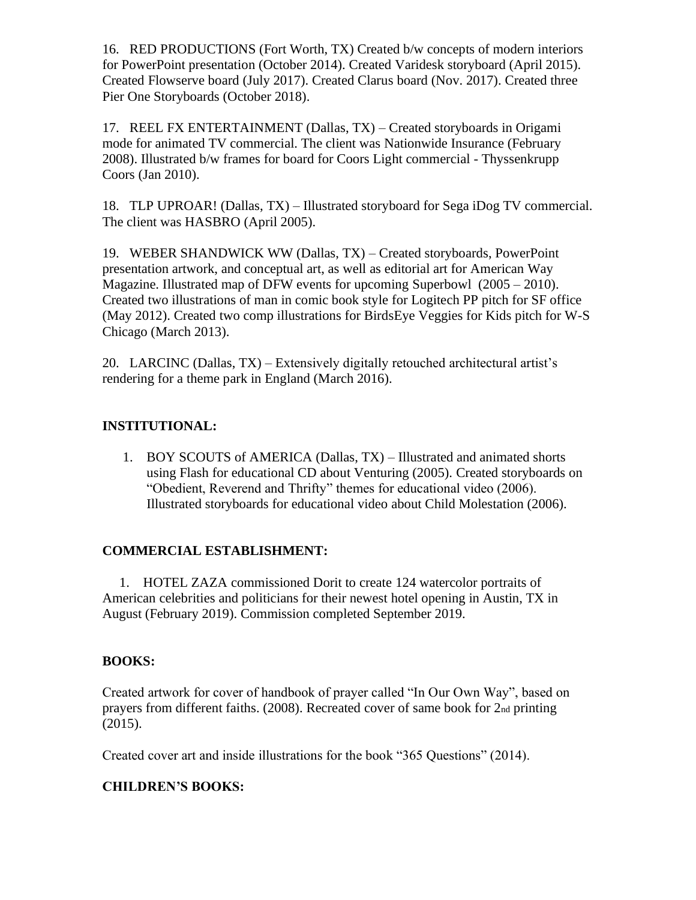16. RED PRODUCTIONS (Fort Worth, TX) Created b/w concepts of modern interiors for PowerPoint presentation (October 2014). Created Varidesk storyboard (April 2015). Created Flowserve board (July 2017). Created Clarus board (Nov. 2017). Created three Pier One Storyboards (October 2018).

17. REEL FX ENTERTAINMENT (Dallas, TX) – Created storyboards in Origami mode for animated TV commercial. The client was Nationwide Insurance (February 2008). Illustrated b/w frames for board for Coors Light commercial - Thyssenkrupp Coors (Jan 2010).

18. TLP UPROAR! (Dallas, TX) – Illustrated storyboard for Sega iDog TV commercial. The client was HASBRO (April 2005).

19. WEBER SHANDWICK WW (Dallas, TX) – Created storyboards, PowerPoint presentation artwork, and conceptual art, as well as editorial art for American Way Magazine. Illustrated map of DFW events for upcoming Superbowl (2005 – 2010). Created two illustrations of man in comic book style for Logitech PP pitch for SF office (May 2012). Created two comp illustrations for BirdsEye Veggies for Kids pitch for W-S Chicago (March 2013).

20. LARCINC (Dallas, TX) – Extensively digitally retouched architectural artist's rendering for a theme park in England (March 2016).

**INSTITUTIONAL:**

1. BOY SCOUTS of AMERICA (Dallas, TX) – Illustrated and animated shorts using Flash for educational CD about Venturing (2005). Created storyboards on "Obedient, Reverend and Thrifty" themes for educational video (2006). Illustrated storyboards for educational video about Child Molestation (2006).

**COMMERCIAL ESTABLISHMENT:**

1. HOTEL ZAZA commissioned Dorit to create 124 watercolor portraits of American celebrities and politicians for their newest hotel opening in Austin, TX in August (February 2019). Commission completed September 2019.

**BOOKS:**

Created artwork for cover of handbook of prayer called "In Our Own Way", based on prayers from different faiths. (2008). Recreated cover of same book for 2nd printing (2015).

Created cover art and inside illustrations for the book "365 Questions" (2014).

**CHILDREN'S BOOKS:**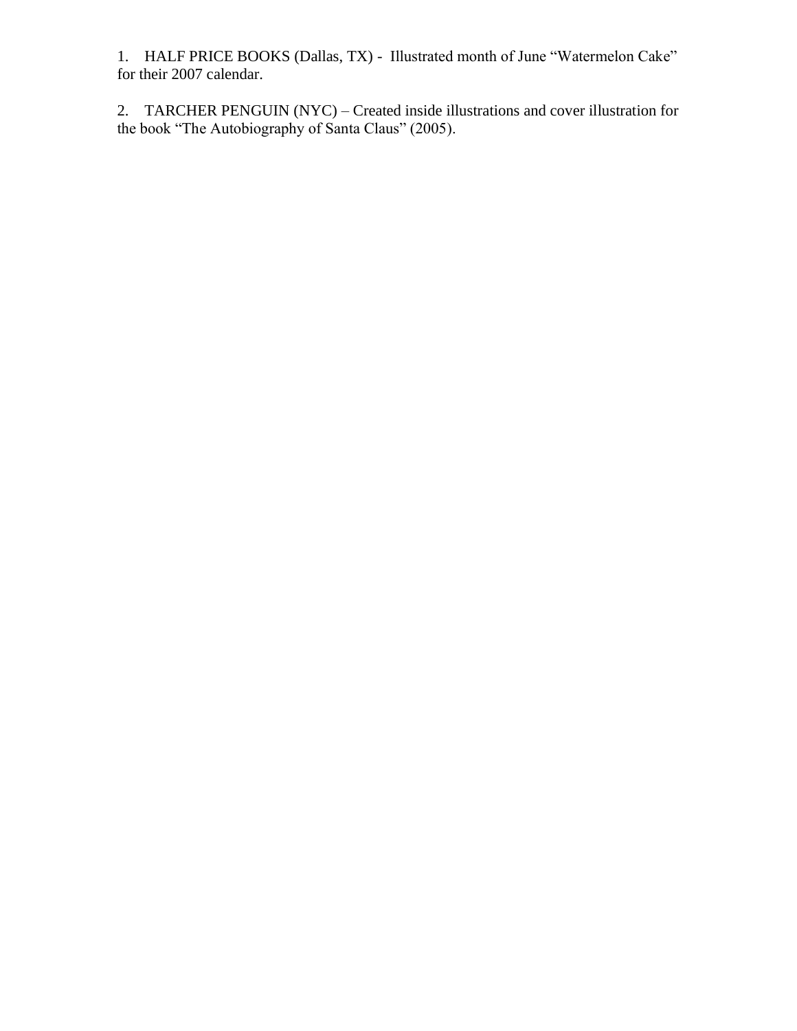1. HALF PRICE BOOKS (Dallas, TX) - Illustrated month of June "Watermelon Cake" for their 2007 calendar.

2. TARCHER PENGUIN (NYC) – Created inside illustrations and cover illustration for the book "The Autobiography of Santa Claus" (2005).